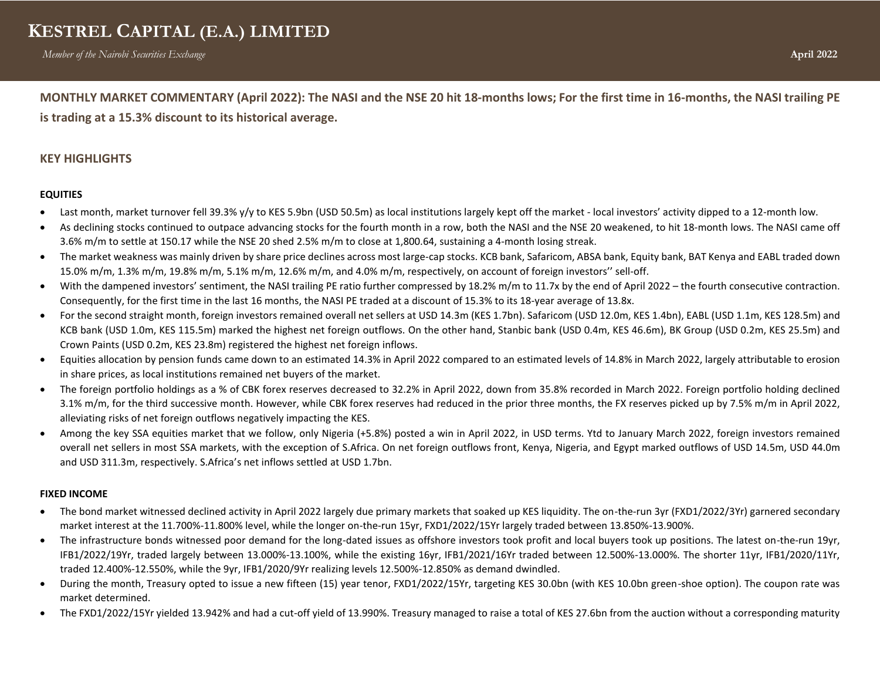# KESTREL CAPITAL (E.A.) LIMITED

*Member of the Nairobi Securities Exchange*

**April 2022**

## MONTHLY MARKET COMMENTARY (April 2022): The NASI and the NSE 20 hit 18-months lows; For the first time in 16-months, the NASI trailing PE is trading at a 15.3% discount to its historical average.

### KEY HIGHLIGHTS

#### EQUITIES

- Last month, market turnover fell 39.3% y/y to KES 5.9bn (USD 50.5m) as local institutions largely kept off the market - local investors' activity dipped to a 12-month low.
- As declining stocks continued to outpace advancing stocks for the fourth month in a row, both the NASI and the NSE 20 weakened, to hit 18-month lows. The NASI came off 3.6% m/m to settle at 150.17 while the NSE 20 shed 2.5% m/m to close at 1,800.64, sustaining a 4-month losing streak.
- The market weakness was mainly driven by share price declines across most large-cap stocks. KCB bank, Safaricom, ABSA bank, Equity bank, BAT Kenya and EABL traded down 15.0% m/m, 1.3% m/m, 19.8% m/m, 5.1% m/m, 12.6% m/m, and 4.0% m/m, respectively, on account of foreign investors'' sell-off.
- With the dampened investors' sentiment, the NASI trailing PE ratio further compressed by 18.2% m/m to 11.7x by the end of April 2022 – the fourth consecutive contraction. Consequently, for the first time in the last 16 months, the NASI PE traded at a discount of 15.3% to its 18-year average of 13.8x.
- For the second straight month, foreign investors remained overall net sellers at USD 14.3m (KES 1.7bn). Safaricom (USD 12.0m, KES 1.4bn), EABL (USD 1.1m, KES 128.5m) and KCB bank (USD 1.0m, KES 115.5m) marked the highest net foreign outflows. On the other hand, Stanbic bank (USD 0.4m, KES 46.6m), BK Group (USD 0.2m, KES 25.5m) and Crown Paints (USD 0.2m, KES 23.8m) registered the highest net foreign inflows.
- Equities allocation by pension funds came down to an estimated 14.3% in April 2022 compared to an estimated levels of 14.8% in March 2022, largely attributable to erosion in share prices, as local institutions remained net buyers of the market.
- The foreign portfolio holdings as a % of CBK forex reserves decreased to 32.2% in April 2022, down from 35.8% recorded in March 2022. Foreign portfolio holding declined 3.1% m/m, for the third successive month. However, while CBK forex reserves had reduced in the prior three months, the FX reserves picked up by 7.5% m/m in April 2022, alleviating risks of net foreign outflows negatively impacting the KES.
- Among the key SSA equities market that we follow, only Nigeria (+5.8%) posted a win in April 2022, in USD terms. Ytd to January March 2022, foreign investors remained overall net sellers in most SSA markets, with the exception of S.Africa. On net foreign outflows front, Kenya, Nigeria, and Egypt marked outflows of USD 14.5m, USD 44.0m and USD 311.3m, respectively. S.Africa's net inflows settled at USD 1.7bn.

#### FIXED INCOME

- The bond market witnessed declined activity in April 2022 largely due primary markets that soaked up KES liquidity. The on-the-run 3yr (FXD1/2022/3Yr) garnered secondary market interest at the 11.700%-11.800% level, while the longer on-the-run 15yr, FXD1/2022/15Yr largely traded between 13.850%-13.900%.
- The infrastructure bonds witnessed poor demand for the long-dated issues as offshore investors took profit and local buyers took up positions. The latest on-the-run 19yr, IFB1/2022/19Yr, traded largely between 13.000%-13.100%, while the existing 16yr, IFB1/2021/16Yr traded between 12.500%-13.000%. The shorter 11yr, IFB1/2020/11Yr, traded 12.400%-12.550%, while the 9yr, IFB1/2020/9Yr realizing levels 12.500%-12.850% as demand dwindled.
- During the month, Treasury opted to issue a new fifteen (15) year tenor, FXD1/2022/15Yr, targeting KES 30.0bn (with KES 10.0bn green-shoe option). The coupon rate was market determined.
- The FXD1/2022/15Yr yielded 13.942% and had a cut-off yield of 13.990%. Treasury managed to raise a total of KES 27.6bn from the auction without a corresponding maturity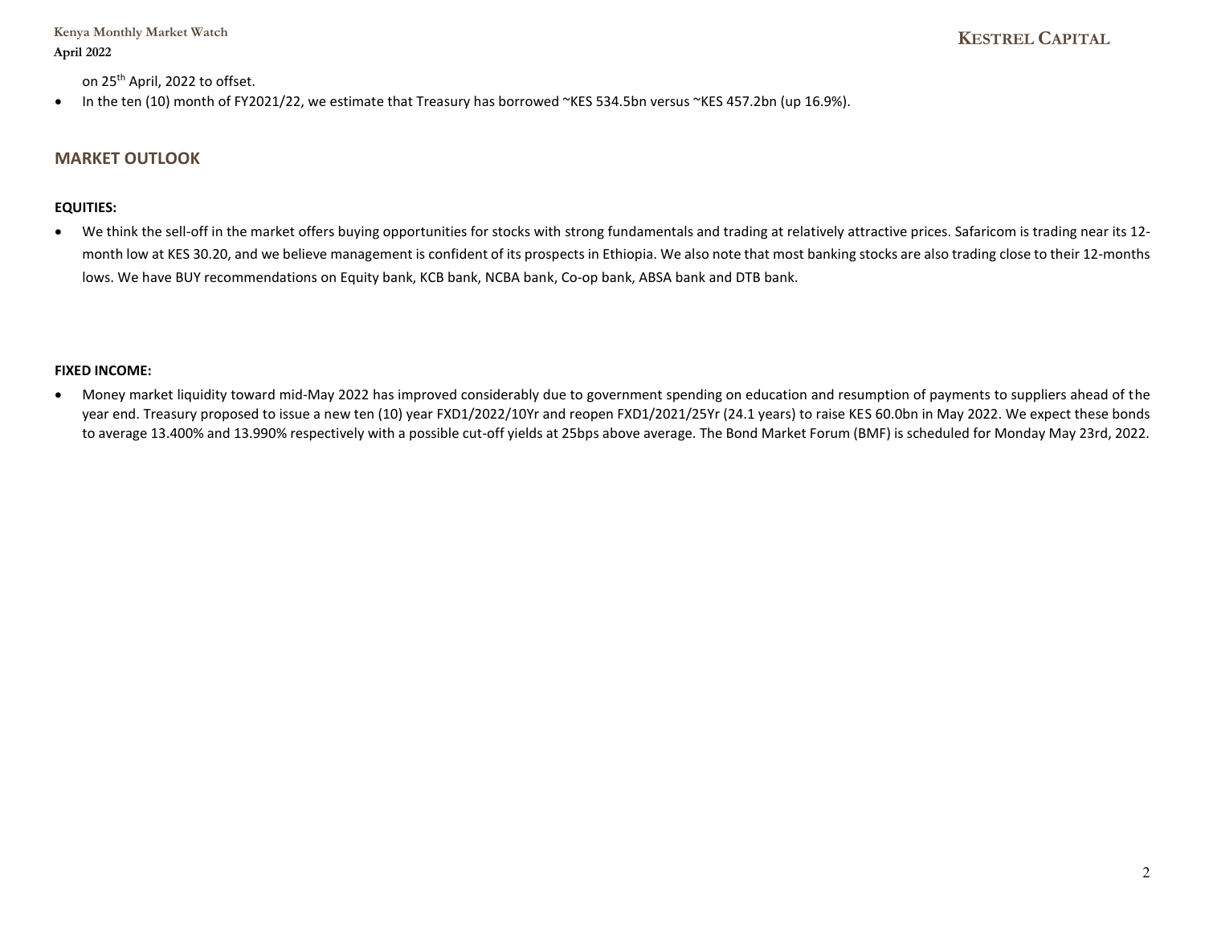on 25th April, 2022 to offset.

- In the ten (10) month of FY2021/22, we estimate that Treasury has borrowed ~KES 534.5bn versus ~KES 457.2bn (up 16.9%).

## MARKET OUTLOOK

**EQUITIES:**

- We think the sell-off in the market offers buying opportunities for stocks with strong fundamentals and trading at relatively attractive prices. Safaricom is trading near its 12-month low at KES 30.20, and we believe management is confident of its prospects in Ethiopia. We also note that most banking stocks are also trading close to their 12-months lows. We have BUY recommendations on Equity bank, KCB bank, NCBA bank, Co-op bank, ABSA bank and DTB bank.

**FIXED INCOME:**

- Money market liquidity toward mid-May 2022 has improved considerably due to government spending on education and resumption of payments to suppliers ahead of the year end. Treasury proposed to issue a new ten (10) year FXD1/2022/10Yr and reopen FXD1/2021/25Yr (24.1 years) to raise KES 60.0bn in May 2022. We expect these bonds to average 13.400% and 13.990% respectively with a possible cut-off yields at 25bps above average. The Bond Market Forum (BMF) is scheduled for Monday May 23rd, 2022.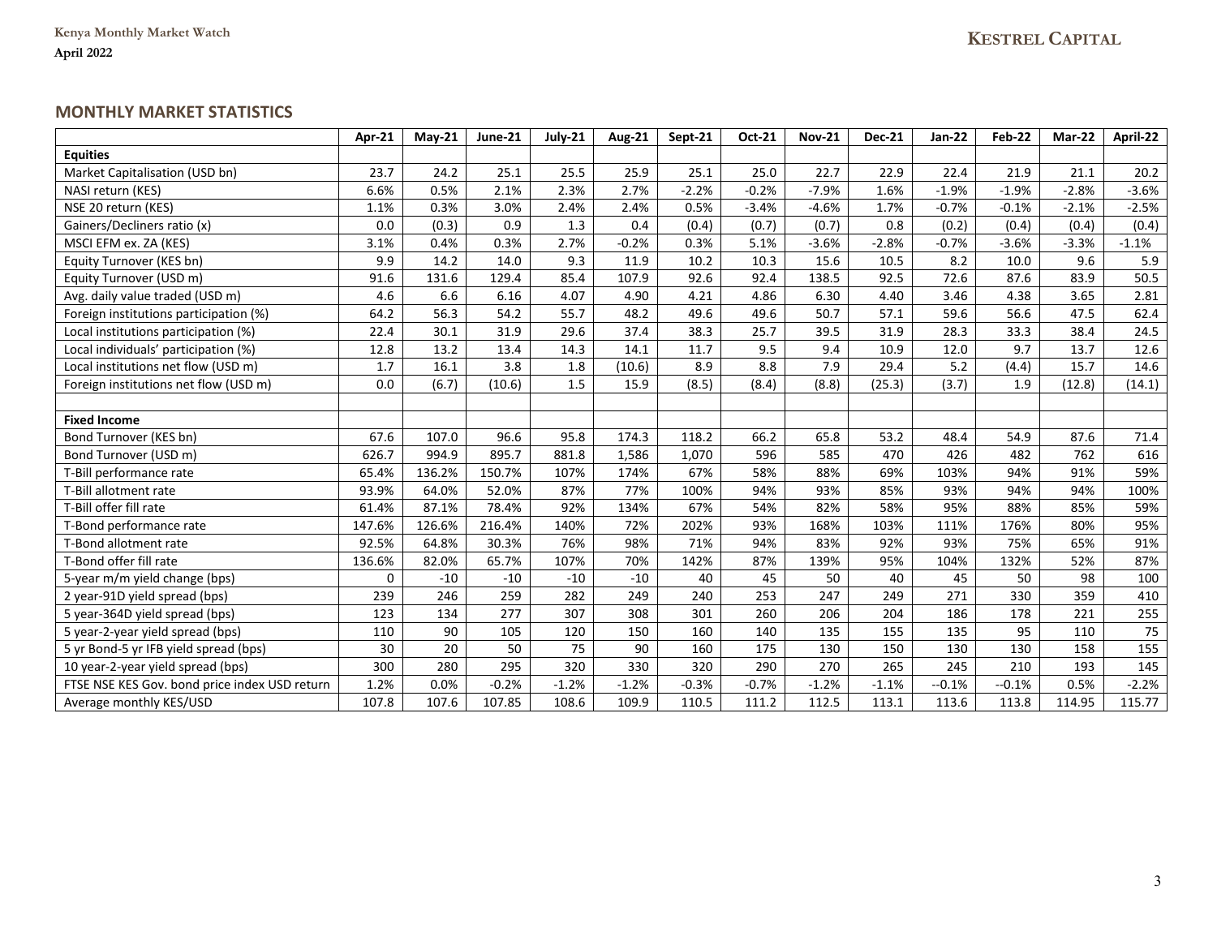## MONTHLY MARKET STATISTICS

| | Apr-21 | May-21 | June-21 | July-21 | Aug-21 | Sept-21 | Oct-21 | Nov-21 | Dec-21 | Jan-22 | Feb-22 | Mar-22 | April-22 |
|---|---|---|---|---|---|---|---|---|---|---|---|---|---|
| **Equities** | | | | | | | | | | | | | |
| Market Capitalisation (USD bn) | 23.7 | 24.2 | 25.1 | 25.5 | 25.9 | 25.1 | 25.0 | 22.7 | 22.9 | 22.4 | 21.9 | 21.1 | 20.2 |
| NASI return (KES) | 6.6% | 0.5% | 2.1% | 2.3% | 2.7% | -2.2% | -0.2% | -7.9% | 1.6% | -1.9% | -1.9% | -2.8% | -3.6% |
| NSE 20 return (KES) | 1.1% | 0.3% | 3.0% | 2.4% | 2.4% | 0.5% | -3.4% | -4.6% | 1.7% | -0.7% | -0.1% | -2.1% | -2.5% |
| Gainers/Decliners ratio (x) | 0.0 | (0.3) | 0.9 | 1.3 | 0.4 | (0.4) | (0.7) | (0.7) | 0.8 | (0.2) | (0.4) | (0.4) | (0.4) |
| MSCI EFM ex. ZA (KES) | 3.1% | 0.4% | 0.3% | 2.7% | -0.2% | 0.3% | 5.1% | -3.6% | -2.8% | -0.7% | -3.6% | -3.3% | -1.1% |
| Equity Turnover (KES bn) | 9.9 | 14.2 | 14.0 | 9.3 | 11.9 | 10.2 | 10.3 | 15.6 | 10.5 | 8.2 | 10.0 | 9.6 | 5.9 |
| Equity Turnover (USD m) | 91.6 | 131.6 | 129.4 | 85.4 | 107.9 | 92.6 | 92.4 | 138.5 | 92.5 | 72.6 | 87.6 | 83.9 | 50.5 |
| Avg. daily value traded (USD m) | 4.6 | 6.6 | 6.16 | 4.07 | 4.90 | 4.21 | 4.86 | 6.30 | 4.40 | 3.46 | 4.38 | 3.65 | 2.81 |
| Foreign institutions participation (%) | 64.2 | 56.3 | 54.2 | 55.7 | 48.2 | 49.6 | 49.6 | 50.7 | 57.1 | 59.6 | 56.6 | 47.5 | 62.4 |
| Local institutions participation (%) | 22.4 | 30.1 | 31.9 | 29.6 | 37.4 | 38.3 | 25.7 | 39.5 | 31.9 | 28.3 | 33.3 | 38.4 | 24.5 |
| Local individuals' participation (%) | 12.8 | 13.2 | 13.4 | 14.3 | 14.1 | 11.7 | 9.5 | 9.4 | 10.9 | 12.0 | 9.7 | 13.7 | 12.6 |
| Local institutions net flow (USD m) | 1.7 | 16.1 | 3.8 | 1.8 | (10.6) | 8.9 | 8.8 | 7.9 | 29.4 | 5.2 | (4.4) | 15.7 | 14.6 |
| Foreign institutions net flow (USD m) | 0.0 | (6.7) | (10.6) | 1.5 | 15.9 | (8.5) | (8.4) | (8.8) | (25.3) | (3.7) | 1.9 | (12.8) | (14.1) |
| | | | | | | | | | | | | | |
| **Fixed Income** | | | | | | | | | | | | | |
| Bond Turnover (KES bn) | 67.6 | 107.0 | 96.6 | 95.8 | 174.3 | 118.2 | 66.2 | 65.8 | 53.2 | 48.4 | 54.9 | 87.6 | 71.4 |
| Bond Turnover (USD m) | 626.7 | 994.9 | 895.7 | 881.8 | 1,586 | 1,070 | 596 | 585 | 470 | 426 | 482 | 762 | 616 |
| T-Bill performance rate | 65.4% | 136.2% | 150.7% | 107% | 174% | 67% | 58% | 88% | 69% | 103% | 94% | 91% | 59% |
| T-Bill allotment rate | 93.9% | 64.0% | 52.0% | 87% | 77% | 100% | 94% | 93% | 85% | 93% | 94% | 94% | 100% |
| T-Bill offer fill rate | 61.4% | 87.1% | 78.4% | 92% | 134% | 67% | 54% | 82% | 58% | 95% | 88% | 85% | 59% |
| T-Bond performance rate | 147.6% | 126.6% | 216.4% | 140% | 72% | 202% | 93% | 168% | 103% | 111% | 176% | 80% | 95% |
| T-Bond allotment rate | 92.5% | 64.8% | 30.3% | 76% | 98% | 71% | 94% | 83% | 92% | 93% | 75% | 65% | 91% |
| T-Bond offer fill rate | 136.6% | 82.0% | 65.7% | 107% | 70% | 142% | 87% | 139% | 95% | 104% | 132% | 52% | 87% |
| 5-year m/m yield change (bps) | 0 | -10 | -10 | -10 | -10 | 40 | 45 | 50 | 40 | 45 | 50 | 98 | 100 |
| 2 year-91D yield spread (bps) | 239 | 246 | 259 | 282 | 249 | 240 | 253 | 247 | 249 | 271 | 330 | 359 | 410 |
| 5 year-364D yield spread (bps) | 123 | 134 | 277 | 307 | 308 | 301 | 260 | 206 | 204 | 186 | 178 | 221 | 255 |
| 5 year-2-year yield spread (bps) | 110 | 90 | 105 | 120 | 150 | 160 | 140 | 135 | 155 | 135 | 95 | 110 | 75 |
| 5 yr Bond-5 yr IFB yield spread (bps) | 30 | 20 | 50 | 75 | 90 | 160 | 175 | 130 | 150 | 130 | 130 | 158 | 155 |
| 10 year-2-year yield spread (bps) | 300 | 280 | 295 | 320 | 330 | 320 | 290 | 270 | 265 | 245 | 210 | 193 | 145 |
| FTSE NSE KES Gov. bond price index USD return | 1.2% | 0.0% | -0.2% | -1.2% | -1.2% | -0.3% | -0.7% | -1.2% | -1.1% | --0.1% | --0.1% | 0.5% | -2.2% |
| Average monthly KES/USD | 107.8 | 107.6 | 107.85 | 108.6 | 109.9 | 110.5 | 111.2 | 112.5 | 113.1 | 113.6 | 113.8 | 114.95 | 115.77 |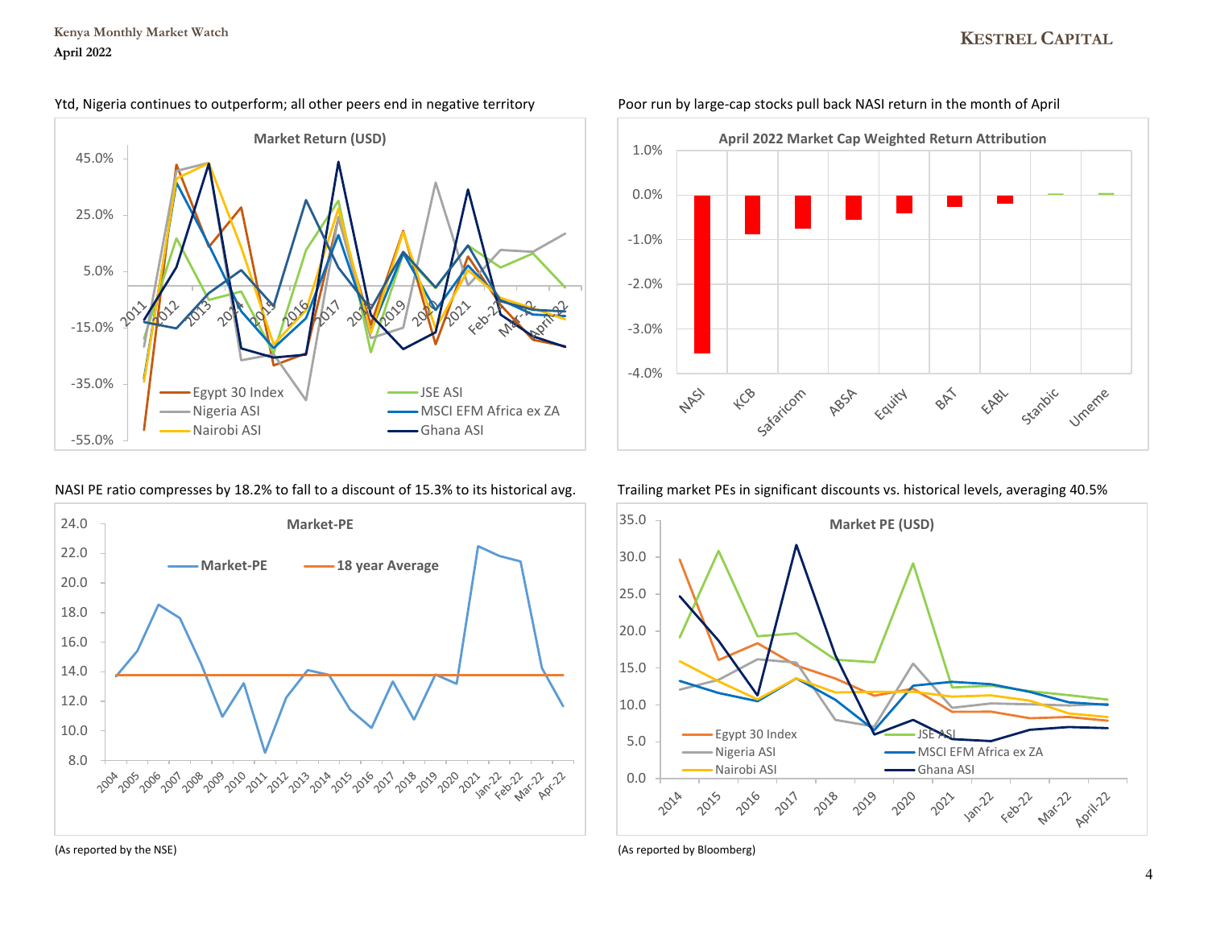Ytd, Nigeria continues to outperform; all other peers end in negative territory

**Market Return (USD)**

Poor run by large-cap stocks pull back NASI return in the month of April

**April 2022 Market Cap Weighted Return Attribution**

NASI PE ratio compresses by 18.2% to fall to a discount of 15.3% to its historical avg.

**Market-PE**

(As reported by the NSE)

Trailing market PEs in significant discounts vs. historical levels, averaging 40.5%

**Market PE (USD)**

(As reported by Bloomberg)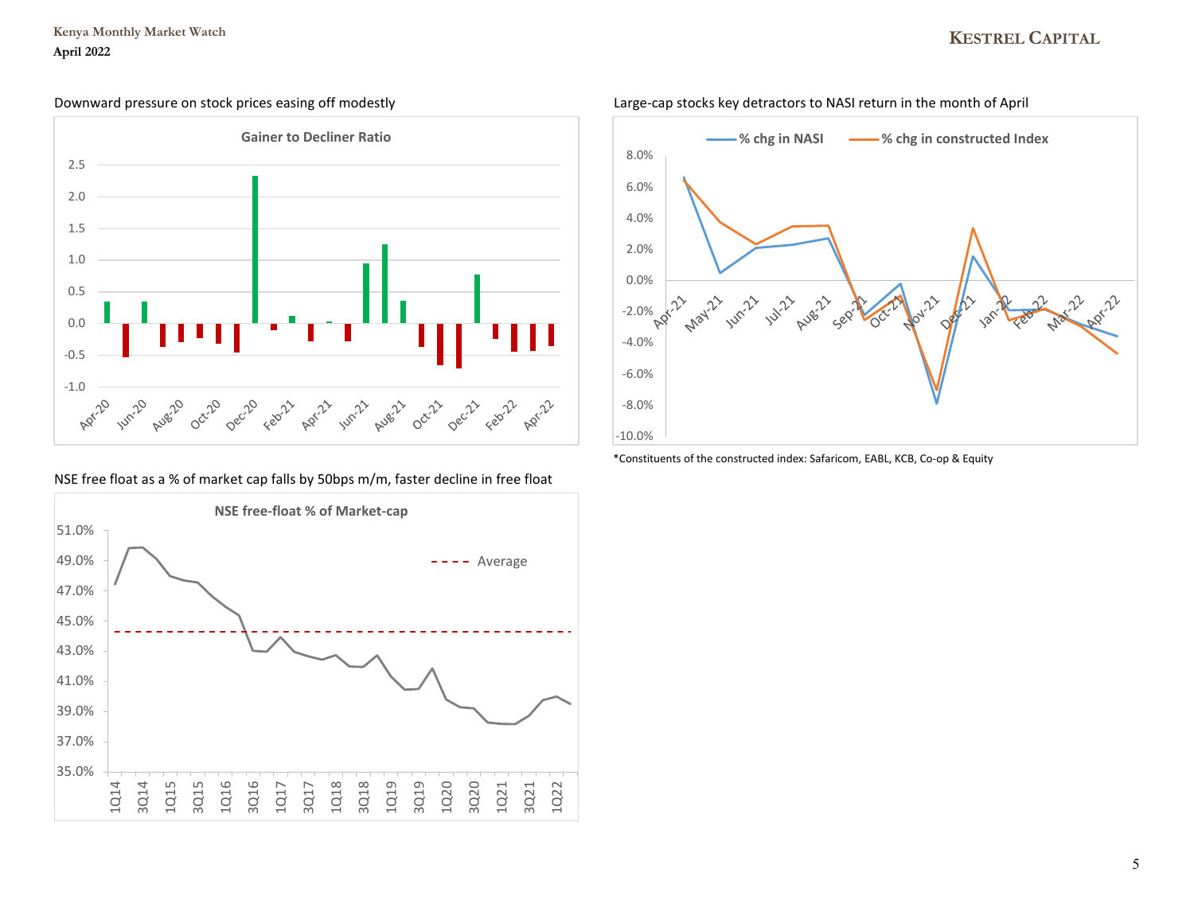Downward pressure on stock prices easing off modestly

**Gainer to Decliner Ratio**

Large-cap stocks key detractors to NASI return in the month of April

*Constituents of the constructed index: Safaricom, EABL, KCB, Co-op & Equity

NSE free float as a % of market cap falls by 50bps m/m, faster decline in free float

**NSE free-float % of Market-cap**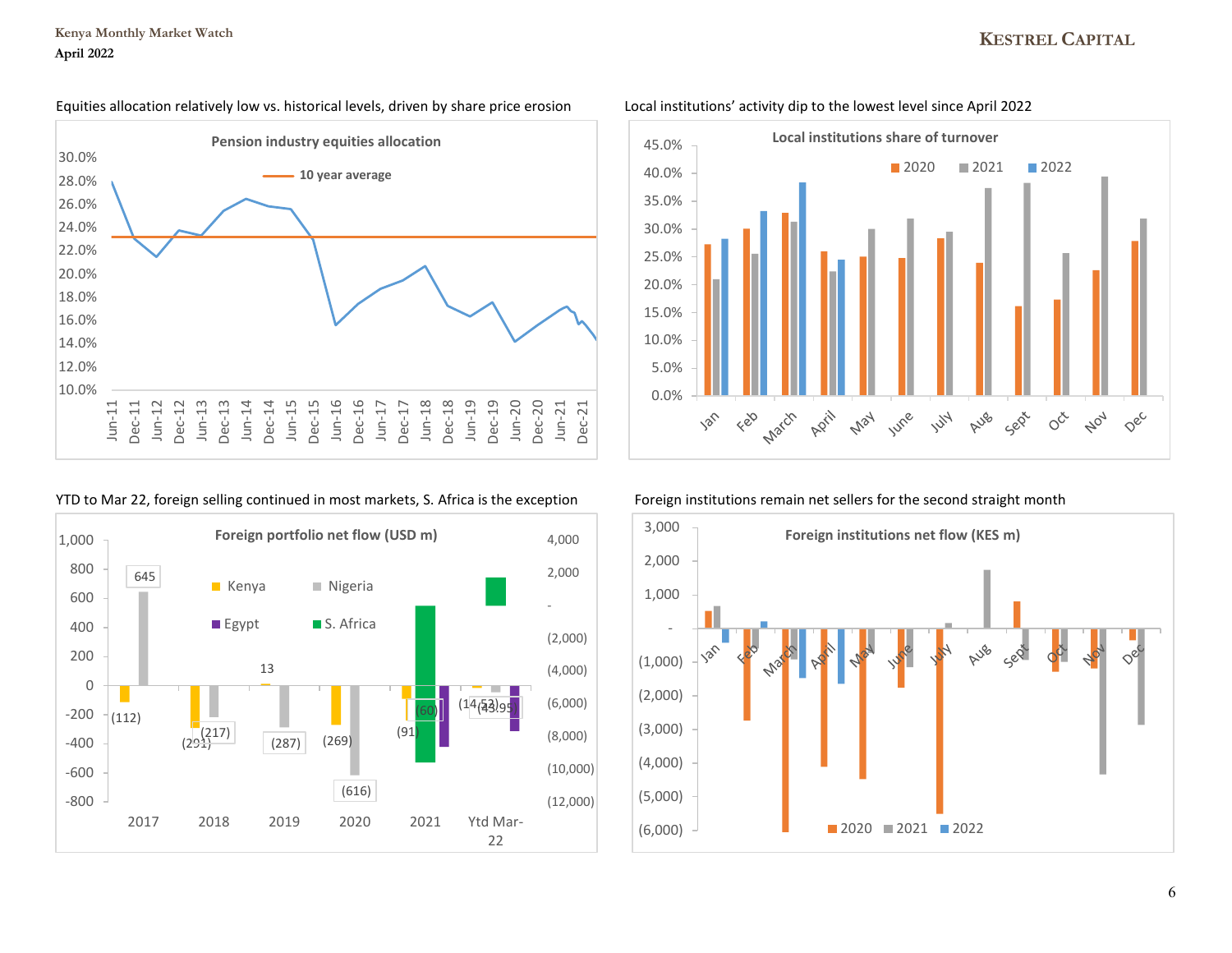Equities allocation relatively low vs. historical levels, driven by share price erosion

**Pension industry equities allocation**

Local institutions' activity dip to the lowest level since April 2022

**Local institutions share of turnover**

YTD to Mar 22, foreign selling continued in most markets, S. Africa is the exception

**Foreign portfolio net flow (USD m)**

Foreign institutions remain net sellers for the second straight month

**Foreign institutions net flow (KES m)**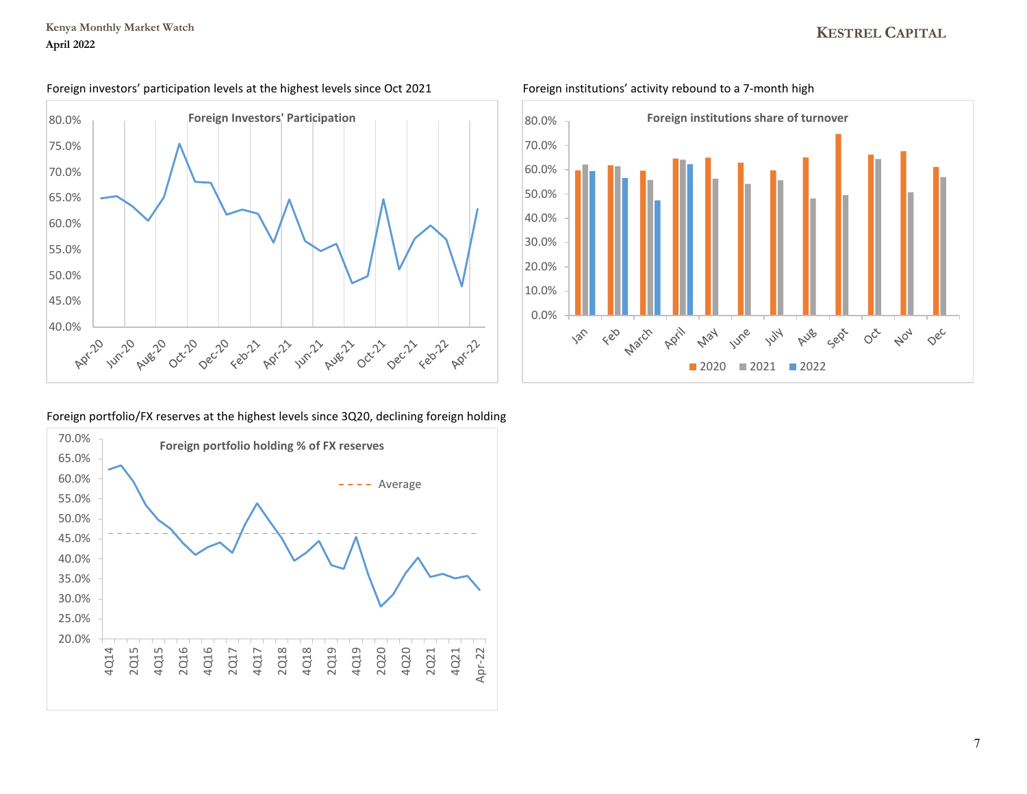Foreign investors' participation levels at the highest levels since Oct 2021

**Foreign Investors' Participation**

Foreign institutions' activity rebound to a 7-month high

**Foreign institutions share of turnover**

Foreign portfolio/FX reserves at the highest levels since 3Q20, declining foreign holding

**Foreign portfolio holding % of FX reserves**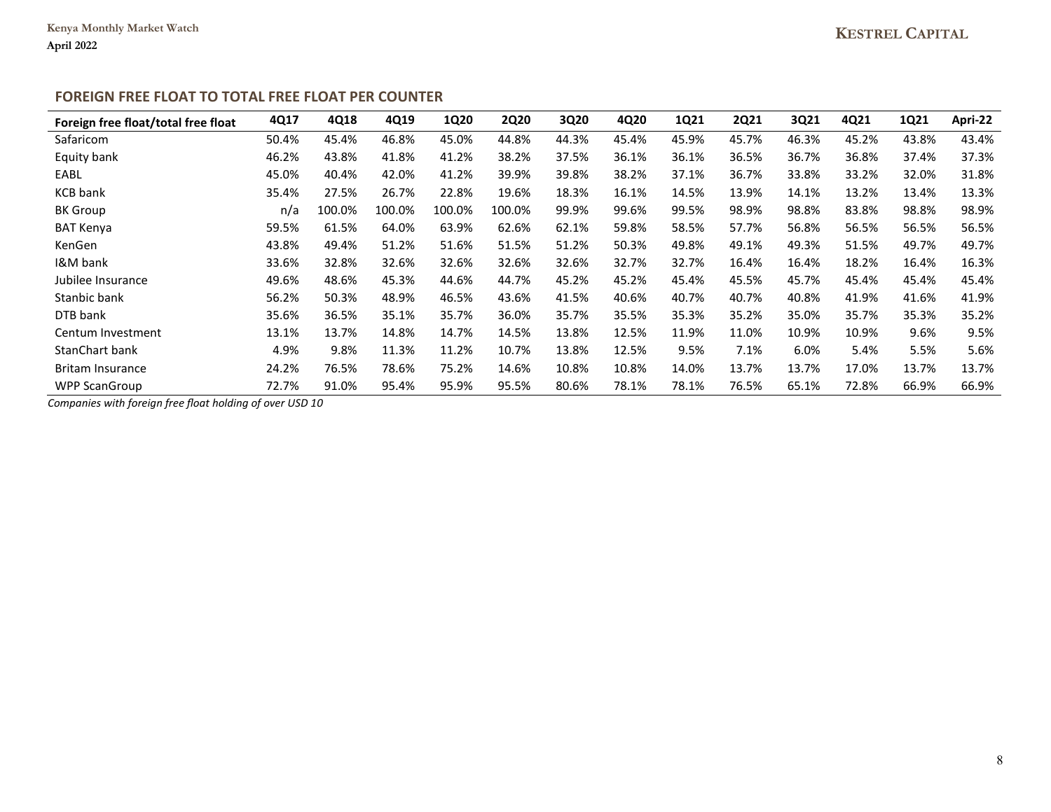## FOREIGN FREE FLOAT TO TOTAL FREE FLOAT PER COUNTER

| Foreign free float/total free float | 4Q17 | 4Q18 | 4Q19 | 1Q20 | 2Q20 | 3Q20 | 4Q20 | 1Q21 | 2Q21 | 3Q21 | 4Q21 | 1Q21 | Apri-22 |
|---|---|---|---|---|---|---|---|---|---|---|---|---|---|
| Safaricom | 50.4% | 45.4% | 46.8% | 45.0% | 44.8% | 44.3% | 45.4% | 45.9% | 45.7% | 46.3% | 45.2% | 43.8% | 43.4% |
| Equity bank | 46.2% | 43.8% | 41.8% | 41.2% | 38.2% | 37.5% | 36.1% | 36.1% | 36.5% | 36.7% | 36.8% | 37.4% | 37.3% |
| EABL | 45.0% | 40.4% | 42.0% | 41.2% | 39.9% | 39.8% | 38.2% | 37.1% | 36.7% | 33.8% | 33.2% | 32.0% | 31.8% |
| KCB bank | 35.4% | 27.5% | 26.7% | 22.8% | 19.6% | 18.3% | 16.1% | 14.5% | 13.9% | 14.1% | 13.2% | 13.4% | 13.3% |
| BK Group | n/a | 100.0% | 100.0% | 100.0% | 100.0% | 99.9% | 99.6% | 99.5% | 98.9% | 98.8% | 83.8% | 98.8% | 98.9% |
| BAT Kenya | 59.5% | 61.5% | 64.0% | 63.9% | 62.6% | 62.1% | 59.8% | 58.5% | 57.7% | 56.8% | 56.5% | 56.5% | 56.5% |
| KenGen | 43.8% | 49.4% | 51.2% | 51.6% | 51.5% | 51.2% | 50.3% | 49.8% | 49.1% | 49.3% | 51.5% | 49.7% | 49.7% |
| I&M bank | 33.6% | 32.8% | 32.6% | 32.6% | 32.6% | 32.6% | 32.7% | 32.7% | 16.4% | 16.4% | 18.2% | 16.4% | 16.3% |
| Jubilee Insurance | 49.6% | 48.6% | 45.3% | 44.6% | 44.7% | 45.2% | 45.2% | 45.4% | 45.5% | 45.7% | 45.4% | 45.4% | 45.4% |
| Stanbic bank | 56.2% | 50.3% | 48.9% | 46.5% | 43.6% | 41.5% | 40.6% | 40.7% | 40.7% | 40.8% | 41.9% | 41.6% | 41.9% |
| DTB bank | 35.6% | 36.5% | 35.1% | 35.7% | 36.0% | 35.7% | 35.5% | 35.3% | 35.2% | 35.0% | 35.7% | 35.3% | 35.2% |
| Centum Investment | 13.1% | 13.7% | 14.8% | 14.7% | 14.5% | 13.8% | 12.5% | 11.9% | 11.0% | 10.9% | 10.9% | 9.6% | 9.5% |
| StanChart bank | 4.9% | 9.8% | 11.3% | 11.2% | 10.7% | 13.8% | 12.5% | 9.5% | 7.1% | 6.0% | 5.4% | 5.5% | 5.6% |
| Britam Insurance | 24.2% | 76.5% | 78.6% | 75.2% | 14.6% | 10.8% | 10.8% | 14.0% | 13.7% | 13.7% | 17.0% | 13.7% | 13.7% |
| WPP ScanGroup | 72.7% | 91.0% | 95.4% | 95.9% | 95.5% | 80.6% | 78.1% | 78.1% | 76.5% | 65.1% | 72.8% | 66.9% | 66.9% |

*Companies with foreign free float holding of over USD 10*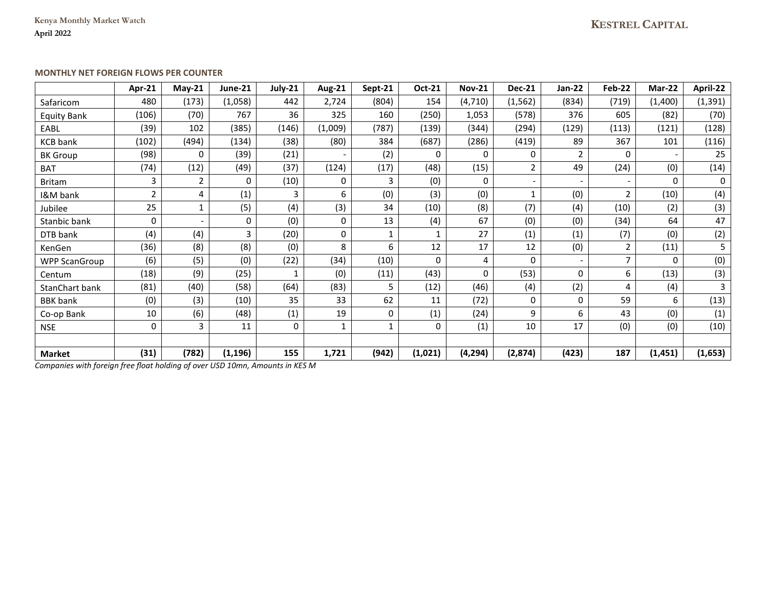### MONTHLY NET FOREIGN FLOWS PER COUNTER

| | Apr-21 | May-21 | June-21 | July-21 | Aug-21 | Sept-21 | Oct-21 | Nov-21 | Dec-21 | Jan-22 | Feb-22 | Mar-22 | April-22 |
|---|---|---|---|---|---|---|---|---|---|---|---|---|---|
| Safaricom | 480 | (173) | (1,058) | 442 | 2,724 | (804) | 154 | (4,710) | (1,562) | (834) | (719) | (1,400) | (1,391) |
| Equity Bank | (106) | (70) | 767 | 36 | 325 | 160 | (250) | 1,053 | (578) | 376 | 605 | (82) | (70) |
| EABL | (39) | 102 | (385) | (146) | (1,009) | (787) | (139) | (344) | (294) | (129) | (113) | (121) | (128) |
| KCB bank | (102) | (494) | (134) | (38) | (80) | 384 | (687) | (286) | (419) | 89 | 367 | 101 | (116) |
| BK Group | (98) | 0 | (39) | (21) | - | (2) | 0 | 0 | 0 | 2 | 0 | - | 25 |
| BAT | (74) | (12) | (49) | (37) | (124) | (17) | (48) | (15) | 2 | 49 | (24) | (0) | (14) |
| Britam | 3 | 2 | 0 | (10) | 0 | 3 | (0) | 0 | - | - | - | 0 | 0 |
| I&M bank | 2 | 4 | (1) | 3 | 6 | (0) | (3) | (0) | 1 | (0) | 2 | (10) | (4) |
| Jubilee | 25 | 1 | (5) | (4) | (3) | 34 | (10) | (8) | (7) | (4) | (10) | (2) | (3) |
| Stanbic bank | 0 | - | 0 | (0) | 0 | 13 | (4) | 67 | (0) | (0) | (34) | 64 | 47 |
| DTB bank | (4) | (4) | 3 | (20) | 0 | 1 | 1 | 27 | (1) | (1) | (7) | (0) | (2) |
| KenGen | (36) | (8) | (8) | (0) | 8 | 6 | 12 | 17 | 12 | (0) | 2 | (11) | 5 |
| WPP ScanGroup | (6) | (5) | (0) | (22) | (34) | (10) | 0 | 4 | 0 | - | 7 | 0 | (0) |
| Centum | (18) | (9) | (25) | 1 | (0) | (11) | (43) | 0 | (53) | 0 | 6 | (13) | (3) |
| StanChart bank | (81) | (40) | (58) | (64) | (83) | 5 | (12) | (46) | (4) | (2) | 4 | (4) | 3 |
| BBK bank | (0) | (3) | (10) | 35 | 33 | 62 | 11 | (72) | 0 | 0 | 59 | 6 | (13) |
| Co-op Bank | 10 | (6) | (48) | (1) | 19 | 0 | (1) | (24) | 9 | 6 | 43 | (0) | (1) |
| NSE | 0 | 3 | 11 | 0 | 1 | 1 | 0 | (1) | 10 | 17 | (0) | (0) | (10) |
| | | | | | | | | | | | | | |
| **Market** | **(31)** | **(782)** | **(1,196)** | **155** | **1,721** | **(942)** | **(1,021)** | **(4,294)** | **(2,874)** | **(423)** | **187** | **(1,451)** | **(1,653)** |

*Companies with foreign free float holding of over USD 10mn, Amounts in KES M*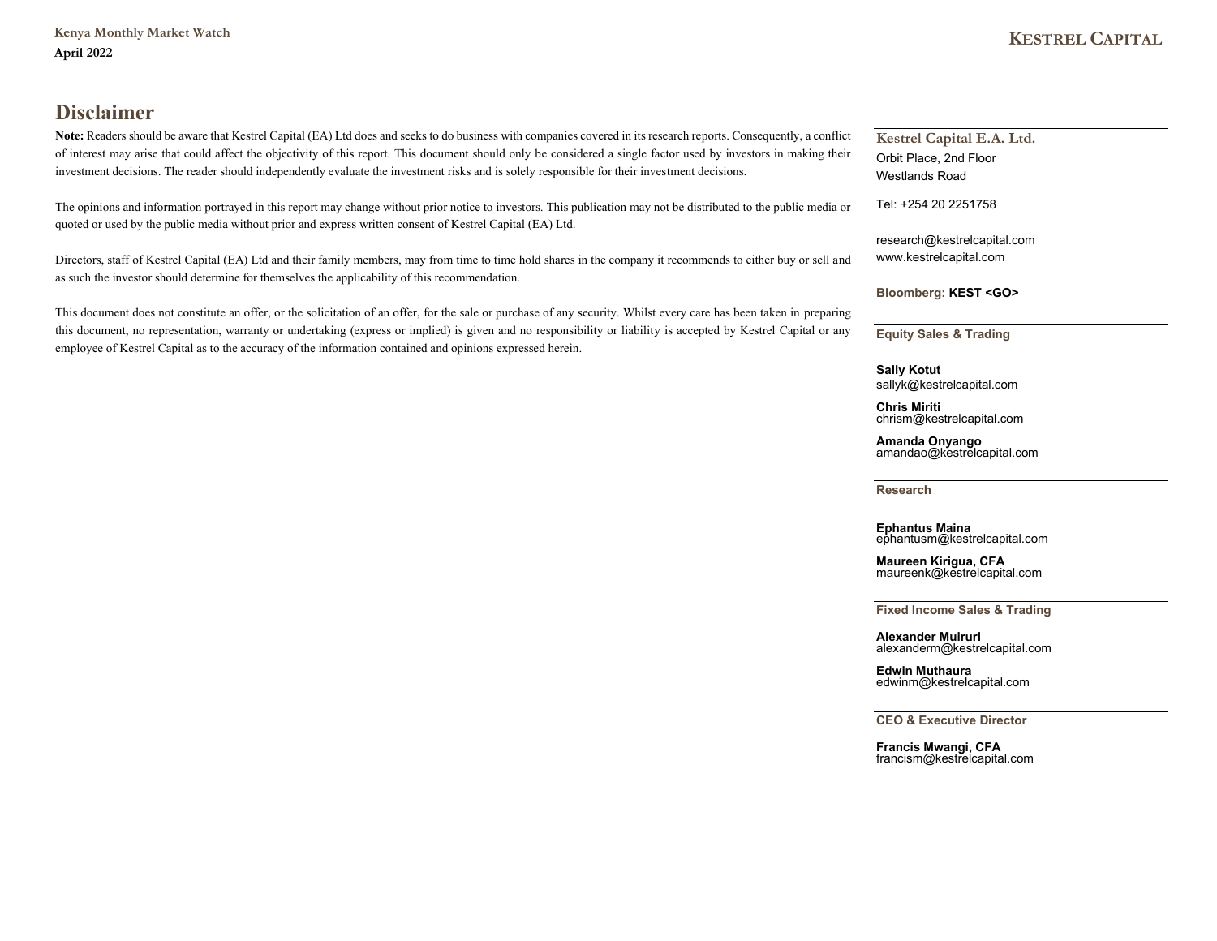# Disclaimer

**Note:** Readers should be aware that Kestrel Capital (EA) Ltd does and seeks to do business with companies covered in its research reports. Consequently, a conflict of interest may arise that could affect the objectivity of this report. This document should only be considered a single factor used by investors in making their investment decisions. The reader should independently evaluate the investment risks and is solely responsible for their investment decisions.

The opinions and information portrayed in this report may change without prior notice to investors. This publication may not be distributed to the public media or quoted or used by the public media without prior and express written consent of Kestrel Capital (EA) Ltd.

Directors, staff of Kestrel Capital (EA) Ltd and their family members, may from time to time hold shares in the company it recommends to either buy or sell and as such the investor should determine for themselves the applicability of this recommendation.

This document does not constitute an offer, or the solicitation of an offer, for the sale or purchase of any security. Whilst every care has been taken in preparing this document, no representation, warranty or undertaking (express or implied) is given and no responsibility or liability is accepted by Kestrel Capital or any employee of Kestrel Capital as to the accuracy of the information contained and opinions expressed herein.

**Kestrel Capital E.A. Ltd.**
Orbit Place, 2nd Floor
Westlands Road

Tel: +254 20 2251758

research@kestrelcapital.com
www.kestrelcapital.com

Bloomberg: **KEST <GO>**

**Equity Sales & Trading**

**Sally Kotut**
sallyk@kestrelcapital.com

**Chris Miriti**
chrism@kestrelcapital.com

**Amanda Onyango**
amandao@kestrelcapital.com

**Research**

**Ephantus Maina**
ephantusm@kestrelcapital.com

**Maureen Kirigua, CFA**
maureenk@kestrelcapital.com

**Fixed Income Sales & Trading**

**Alexander Muiruri**
alexanderm@kestrelcapital.com

**Edwin Muthaura**
edwinm@kestrelcapital.com

**CEO & Executive Director**

**Francis Mwangi, CFA**
francism@kestrelcapital.com